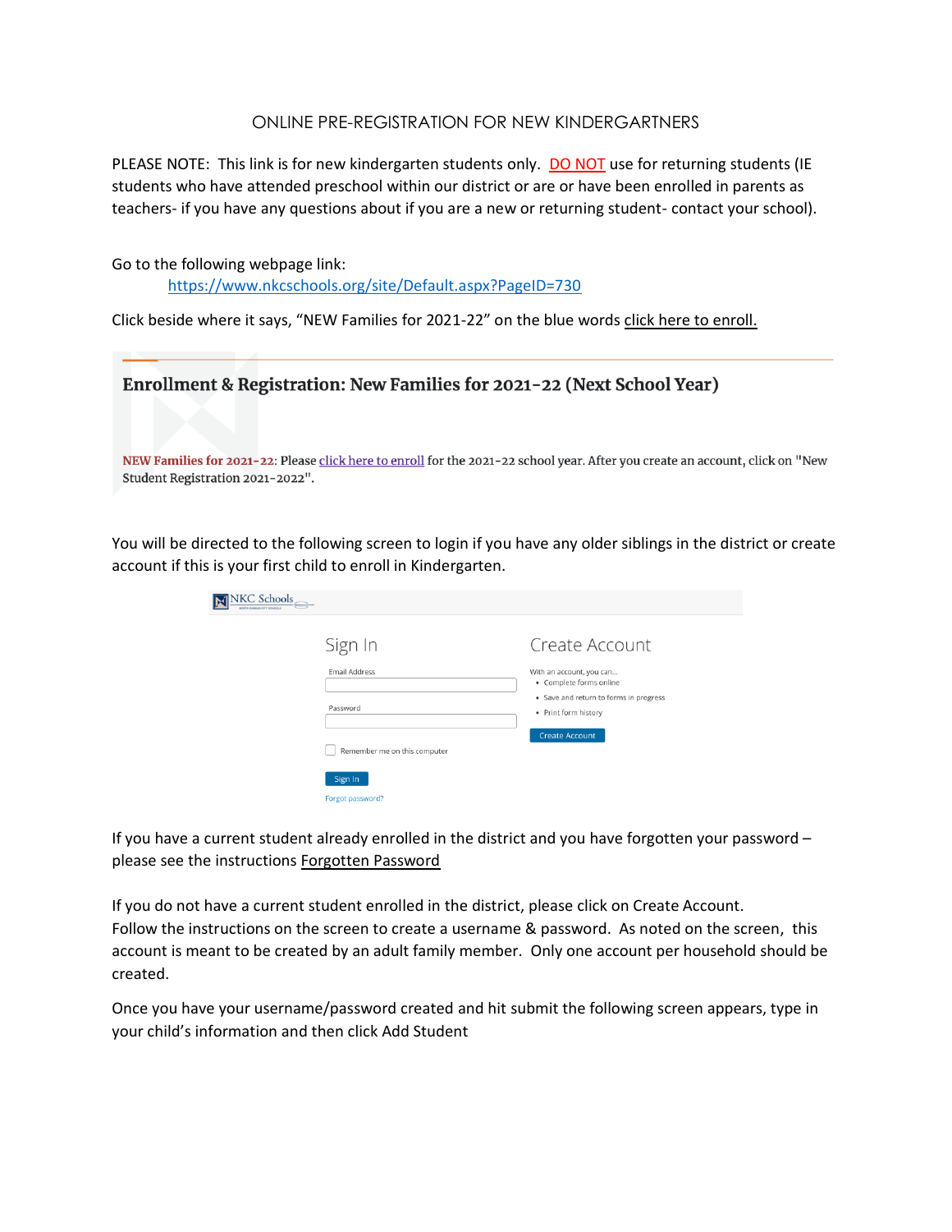# ONLINE PRE-REGISTRATION FOR NEW KINDERGARTNERS

PLEASE NOTE: This link is for new kindergarten students only. DO NOT use for returning students (IE students who have attended preschool within our district or are or have been enrolled in parents as teachers- if you have any questions about if you are a new or returning student- contact your school).

Go to the following webpage link:

https://www.nkcschools.org/site/Default.aspx?PageID=730

Click beside where it says, "NEW Families for 2021-22" on the blue words click here to enroll.

**Enrollment & Registration: New Families for 2021-22 (Next School Year)**

NEW Families for 2021-22: Please click here to enroll for the 2021-22 school year. After you create an account, click on "New Student Registration 2021-2022".

You will be directed to the following screen to login if you have any older siblings in the district or create account if this is your first child to enroll in Kindergarten.

NKC Schools

**Sign In**

Email Address

Password

Remember me on this computer

Sign In

Forgot password?

**Create Account**

With an account, you can...

- Complete forms online
- Save and return to forms in progress
- Print form history

Create Account

If you have a current student already enrolled in the district and you have forgotten your password – please see the instructions Forgotten Password

If you do not have a current student enrolled in the district, please click on Create Account. Follow the instructions on the screen to create a username & password. As noted on the screen, this account is meant to be created by an adult family member. Only one account per household should be created.

Once you have your username/password created and hit submit the following screen appears, type in your child's information and then click Add Student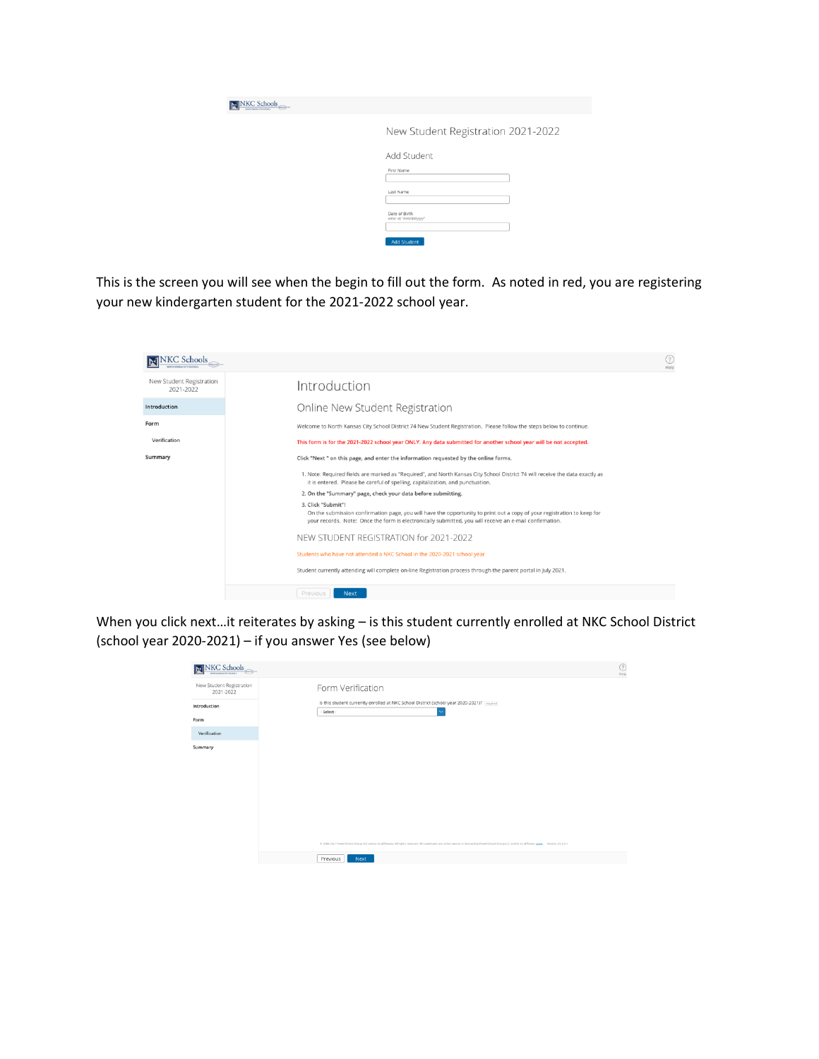NKC Schools

New Student Registration 2021-2022

Add Student

First Name

Last Name

Date of Birth
enter as "mm/dd/yyyy"

Add Student

This is the screen you will see when the begin to fill out the form. As noted in red, you are registering your new kindergarten student for the 2021-2022 school year.

NKC Schools

New Student Registration 2021-2022

- Introduction
- Form
  - Verification
- Summary

## Introduction

### Online New Student Registration

Welcome to North Kansas City School District 74 New Student Registration. Please follow the steps below to continue.

This form is for the 2021-2022 school year ONLY. Any data submitted for another school year will be not accepted.

Click "Next " on this page, and enter the information requested by the online forms.

1. Note: Required fields are marked as "Required", and North Kansas City School District 74 will receive the data exactly as it is entered. Please be careful of spelling, capitalization, and punctuation.
2. On the "Summary" page, check your data before submitting.
3. Click "Submit"!
   On the submission confirmation page, you will have the opportunity to print out a copy of your registration to keep for your records. Note: Once the form is electronically submitted, you will receive an e-mail confirmation.

### NEW STUDENT REGISTRATION for 2021-2022

Students who have not attended a NKC School in the 2020-2021 school year

Student currently attending will complete on-line Registration process through the parent portal in July 2021.

Previous Next

When you click next…it reiterates by asking – is this student currently enrolled at NKC School District (school year 2020-2021) – if you answer Yes (see below)

NKC Schools

New Student Registration 2021-2022

- Introduction
- Form
  - Verification
- Summary

## Form Verification

Is this student currently enrolled at NKC School District (school year 2020-2021)? Required

- Select -

Previous Next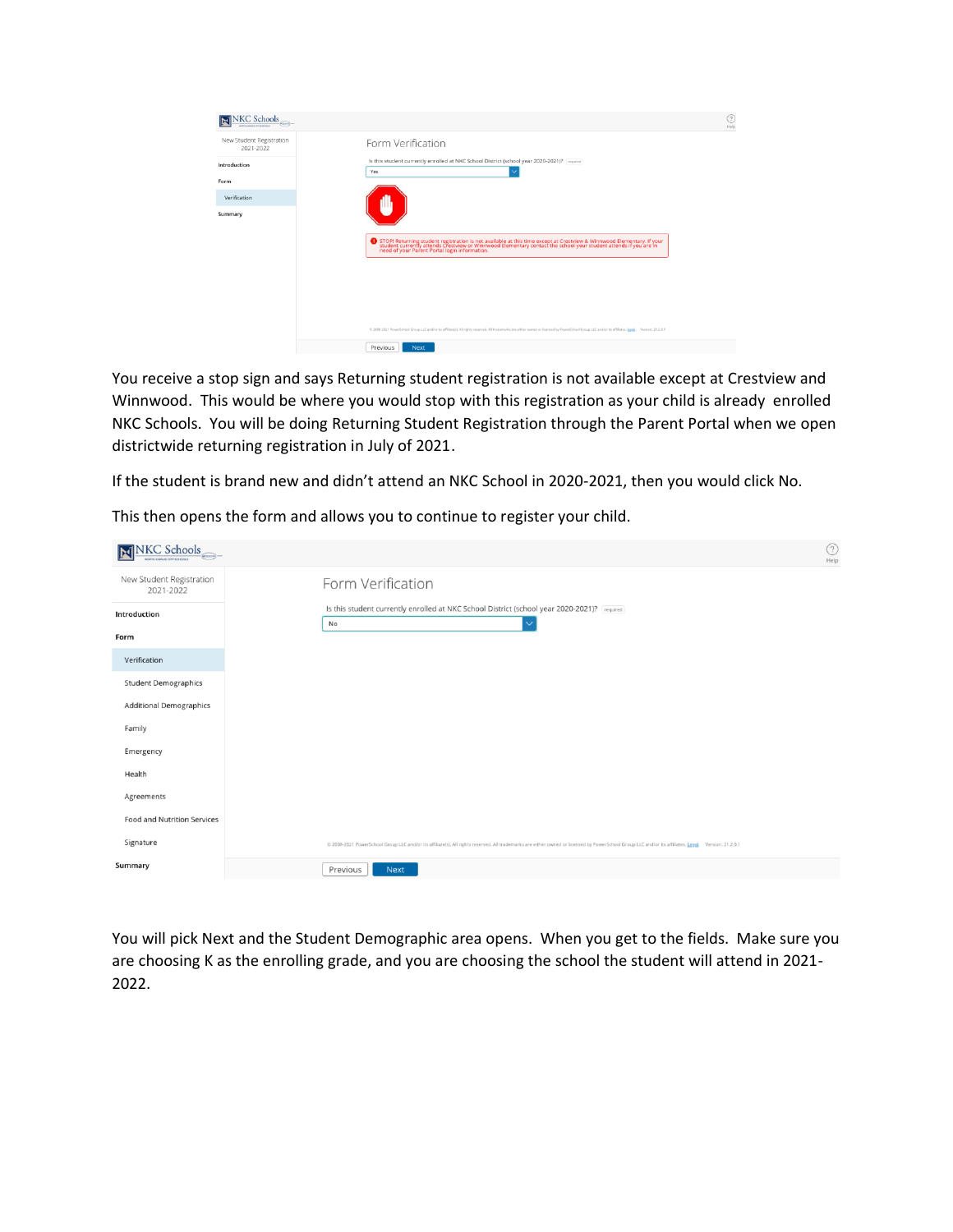You receive a stop sign and says Returning student registration is not available except at Crestview and Winnwood. This would be where you would stop with this registration as your child is already enrolled NKC Schools. You will be doing Returning Student Registration through the Parent Portal when we open districtwide returning registration in July of 2021.

If the student is brand new and didn't attend an NKC School in 2020-2021, then you would click No.

This then opens the form and allows you to continue to register your child.

You will pick Next and the Student Demographic area opens. When you get to the fields. Make sure you are choosing K as the enrolling grade, and you are choosing the school the student will attend in 2021-2022.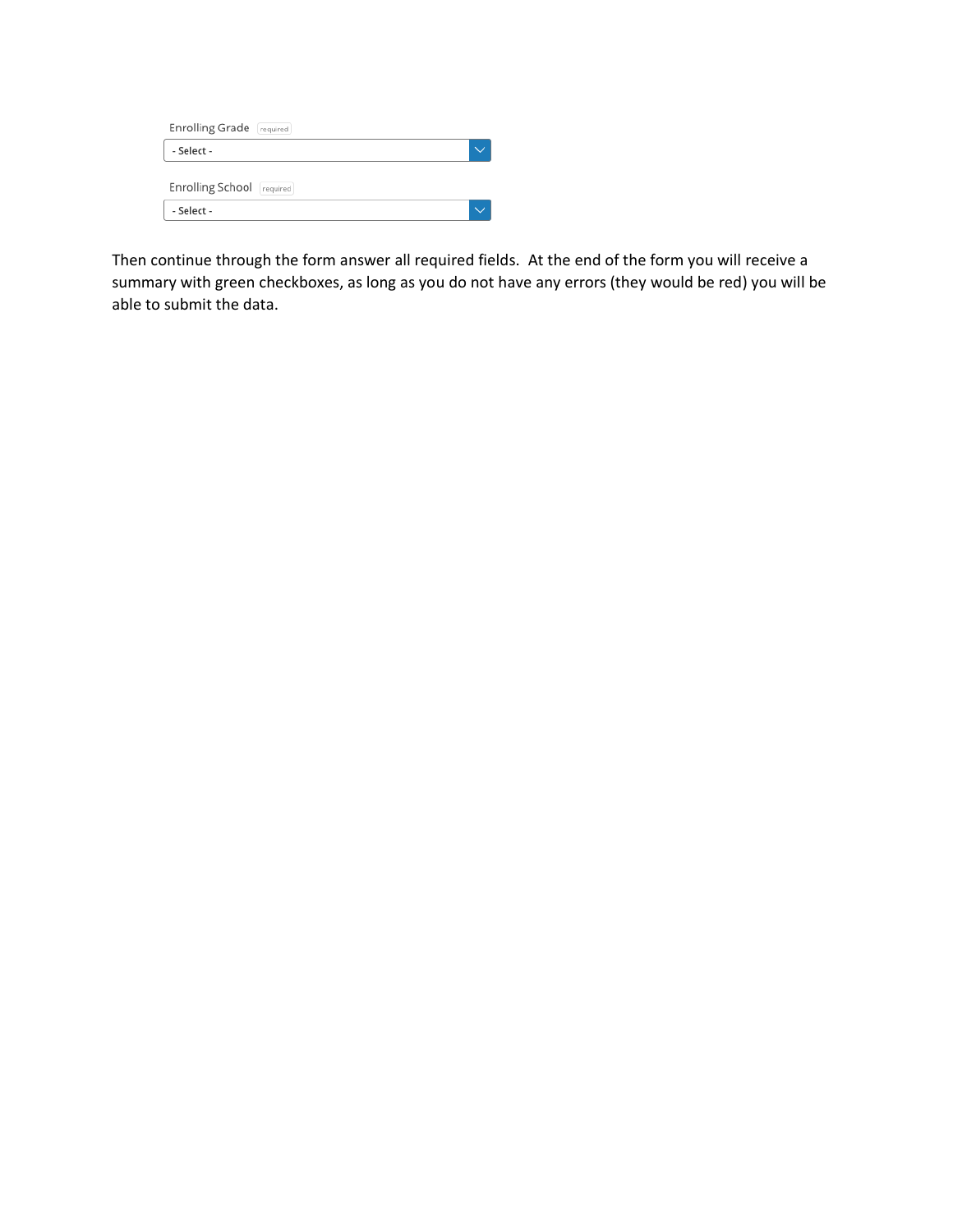Enrolling Grade required

- Select -

Enrolling School required

- Select -

Then continue through the form answer all required fields. At the end of the form you will receive a summary with green checkboxes, as long as you do not have any errors (they would be red) you will be able to submit the data.